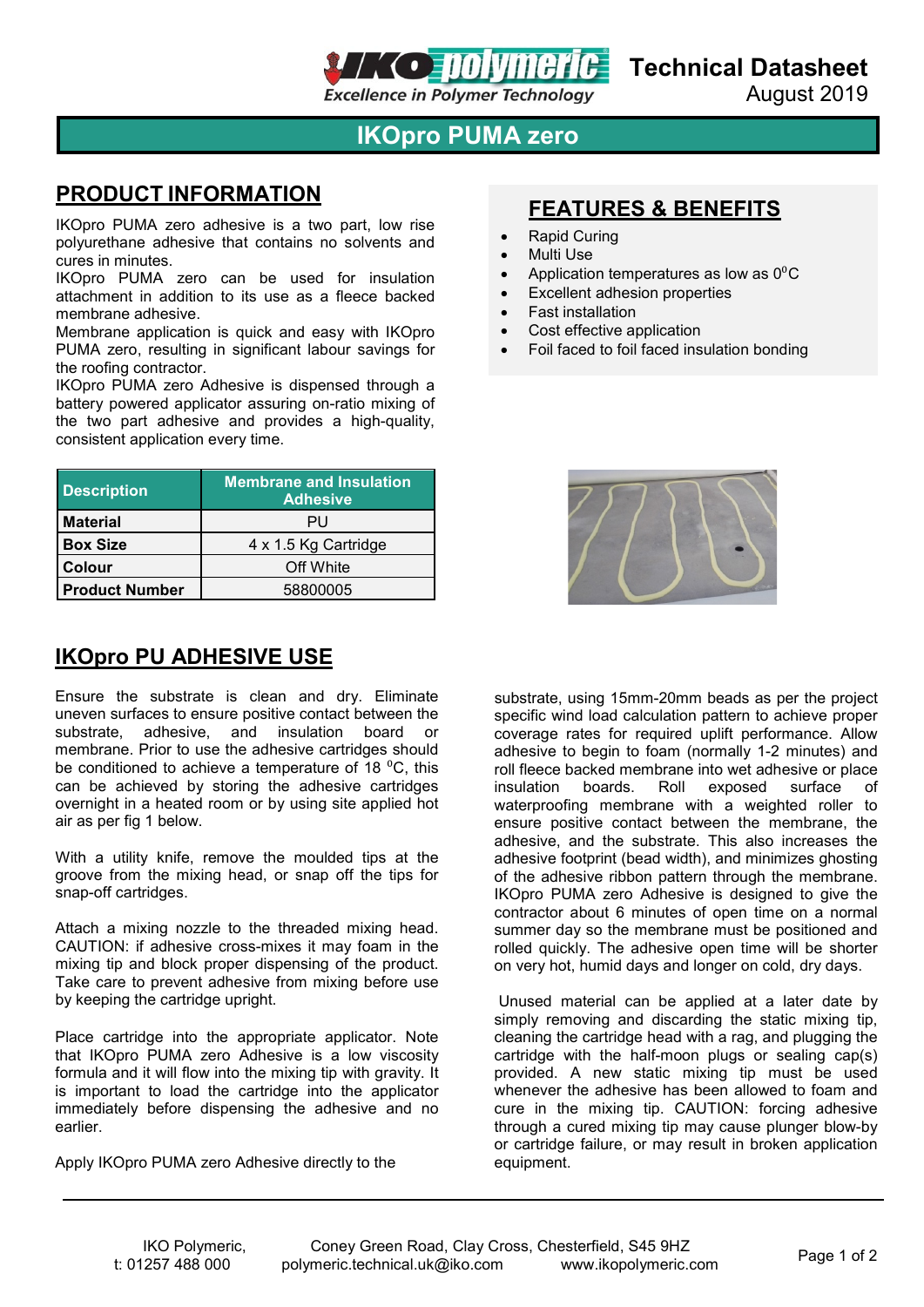# Technical Datasheet

August 2019

# IKOpro PUMA zero

## PRODUCT INFORMATION

IKOpro PUMA zero adhesive is a two part, low rise polyurethane adhesive that contains no solvents and cures in minutes.

IKOpro PUMA zero can be used for insulation attachment in addition to its use as a fleece backed membrane adhesive.

Membrane application is quick and easy with IKOpro PUMA zero, resulting in significant labour savings for the roofing contractor.

IKOpro PUMA zero Adhesive is dispensed through a battery powered applicator assuring on-ratio mixing of the two part adhesive and provides a high-quality, consistent application every time.

| Description | Membrane and Insulation Adhesive |
|---|---|
| **Material** | PU |
| **Box Size** | 4 x 1.5 Kg Cartridge |
| **Colour** | Off White |
| **Product Number** | 58800005 |

## FEATURES & BENEFITS

- Rapid Curing
- Multi Use
- Application temperatures as low as $0^0$C
- Excellent adhesion properties
- Fast installation
- Cost effective application
- Foil faced to foil faced insulation bonding

## IKOpro PU ADHESIVE USE

Ensure the substrate is clean and dry. Eliminate uneven surfaces to ensure positive contact between the substrate, adhesive, and insulation board or membrane. Prior to use the adhesive cartridges should be conditioned to achieve a temperature of 18 $^0$C, this can be achieved by storing the adhesive cartridges overnight in a heated room or by using site applied hot air as per fig 1 below.

With a utility knife, remove the moulded tips at the groove from the mixing head, or snap off the tips for snap-off cartridges.

Attach a mixing nozzle to the threaded mixing head. CAUTION: if adhesive cross-mixes it may foam in the mixing tip and block proper dispensing of the product. Take care to prevent adhesive from mixing before use by keeping the cartridge upright.

Place cartridge into the appropriate applicator. Note that IKOpro PUMA zero Adhesive is a low viscosity formula and it will flow into the mixing tip with gravity. It is important to load the cartridge into the applicator immediately before dispensing the adhesive and no earlier.

Apply IKOpro PUMA zero Adhesive directly to the substrate, using 15mm-20mm beads as per the project specific wind load calculation pattern to achieve proper coverage rates for required uplift performance. Allow adhesive to begin to foam (normally 1-2 minutes) and roll fleece backed membrane into wet adhesive or place insulation boards. Roll exposed surface of waterproofing membrane with a weighted roller to ensure positive contact between the membrane, the adhesive, and the substrate. This also increases the adhesive footprint (bead width), and minimizes ghosting of the adhesive ribbon pattern through the membrane. IKOpro PUMA zero Adhesive is designed to give the contractor about 6 minutes of open time on a normal summer day so the membrane must be positioned and rolled quickly. The adhesive open time will be shorter on very hot, humid days and longer on cold, dry days.

Unused material can be applied at a later date by simply removing and discarding the static mixing tip, cleaning the cartridge head with a rag, and plugging the cartridge with the half-moon plugs or sealing cap(s) provided. A new static mixing tip must be used whenever the adhesive has been allowed to foam and cure in the mixing tip. CAUTION: forcing adhesive through a cured mixing tip may cause plunger blow-by or cartridge failure, or may result in broken application equipment.

IKO Polymeric, Coney Green Road, Clay Cross, Chesterfield, S45 9HZ
t: 01257 488 000 polymeric.technical.uk@iko.com www.ikopolymeric.com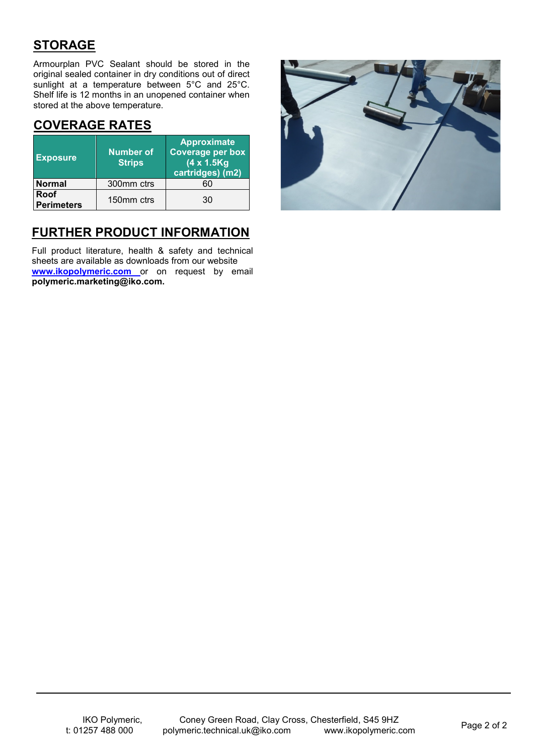## STORAGE

Armourplan PVC Sealant should be stored in the original sealed container in dry conditions out of direct sunlight at a temperature between 5°C and 25°C. Shelf life is 12 months in an unopened container when stored at the above temperature.

## COVERAGE RATES

| Exposure | Number of Strips | Approximate Coverage per box (4 x 1.5Kg cartridges) (m2) |
|---|---|---|
| **Normal** | 300mm ctrs | 60 |
| **Roof Perimeters** | 150mm ctrs | 30 |

## FURTHER PRODUCT INFORMATION

Full product literature, health & safety and technical sheets are available as downloads from our website **www.ikopolymeric.com** or on request by email **polymeric.marketing@iko.com.**